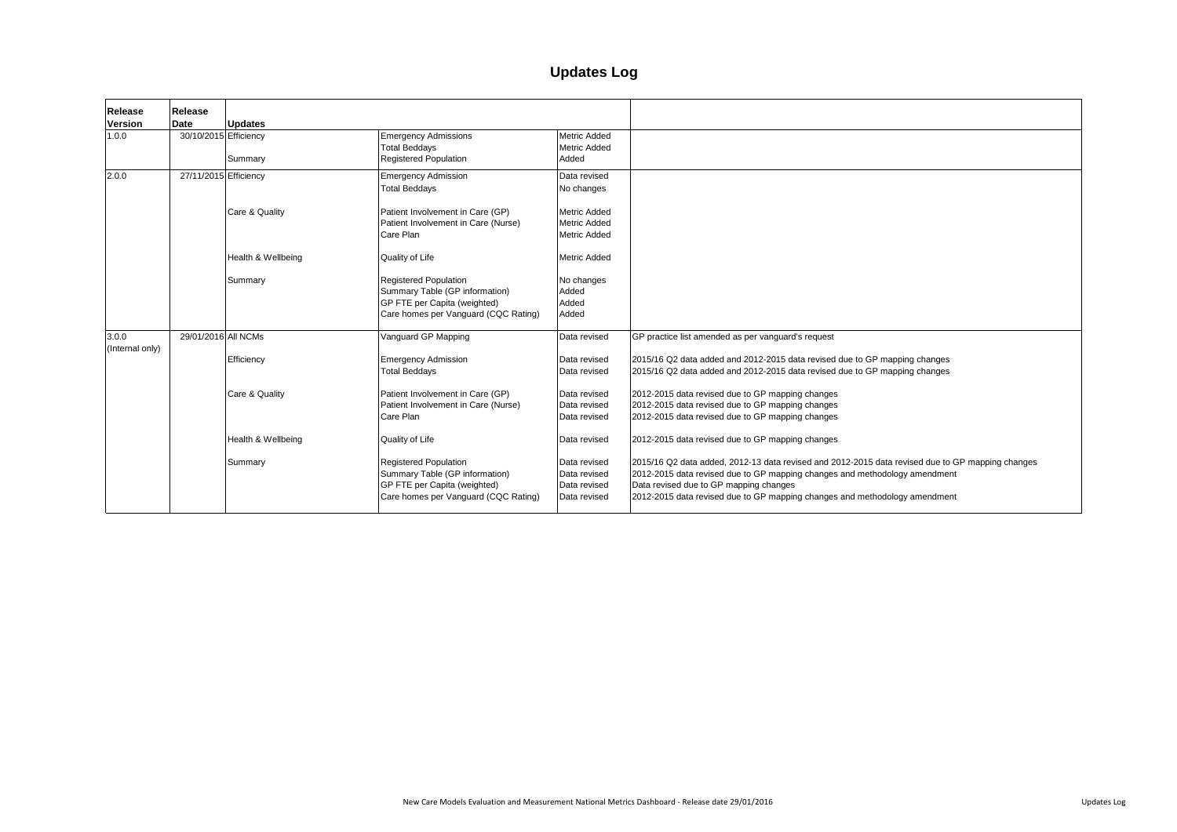# Updates Log

| Release Version | Release Date | Updates | | | |
|---|---|---|---|---|---|
| 1.0.0 | 30/10/2015 | Efficiency | Emergency Admissions | Metric Added | |
| | | | Total Beddays | Metric Added | |
| | | Summary | Registered Population | Added | |
| 2.0.0 | 27/11/2015 | Efficiency | Emergency Admission | Data revised | |
| | | | Total Beddays | No changes | |
| | | Care & Quality | Patient Involvement in Care (GP) | Metric Added | |
| | | | Patient Involvement in Care (Nurse) | Metric Added | |
| | | | Care Plan | Metric Added | |
| | | Health & Wellbeing | Quality of Life | Metric Added | |
| | | Summary | Registered Population | No changes | |
| | | | Summary Table (GP information) | Added | |
| | | | GP FTE per Capita (weighted) | Added | |
| | | | Care homes per Vanguard (CQC Rating) | Added | |
| 3.0.0 (Internal only) | 29/01/2016 | All NCMs | Vanguard GP Mapping | Data revised | GP practice list amended as per vanguard's request |
| | | Efficiency | Emergency Admission | Data revised | 2015/16 Q2 data added and 2012-2015 data revised due to GP mapping changes |
| | | | Total Beddays | Data revised | 2015/16 Q2 data added and 2012-2015 data revised due to GP mapping changes |
| | | Care & Quality | Patient Involvement in Care (GP) | Data revised | 2012-2015 data revised due to GP mapping changes |
| | | | Patient Involvement in Care (Nurse) | Data revised | 2012-2015 data revised due to GP mapping changes |
| | | | Care Plan | Data revised | 2012-2015 data revised due to GP mapping changes |
| | | Health & Wellbeing | Quality of Life | Data revised | 2012-2015 data revised due to GP mapping changes |
| | | Summary | Registered Population | Data revised | 2015/16 Q2 data added, 2012-13 data revised and 2012-2015 data revised due to GP mapping changes |
| | | | Summary Table (GP information) | Data revised | 2012-2015 data revised due to GP mapping changes and methodology amendment |
| | | | GP FTE per Capita (weighted) | Data revised | Data revised due to GP mapping changes |
| | | | Care homes per Vanguard (CQC Rating) | Data revised | 2012-2015 data revised due to GP mapping changes and methodology amendment |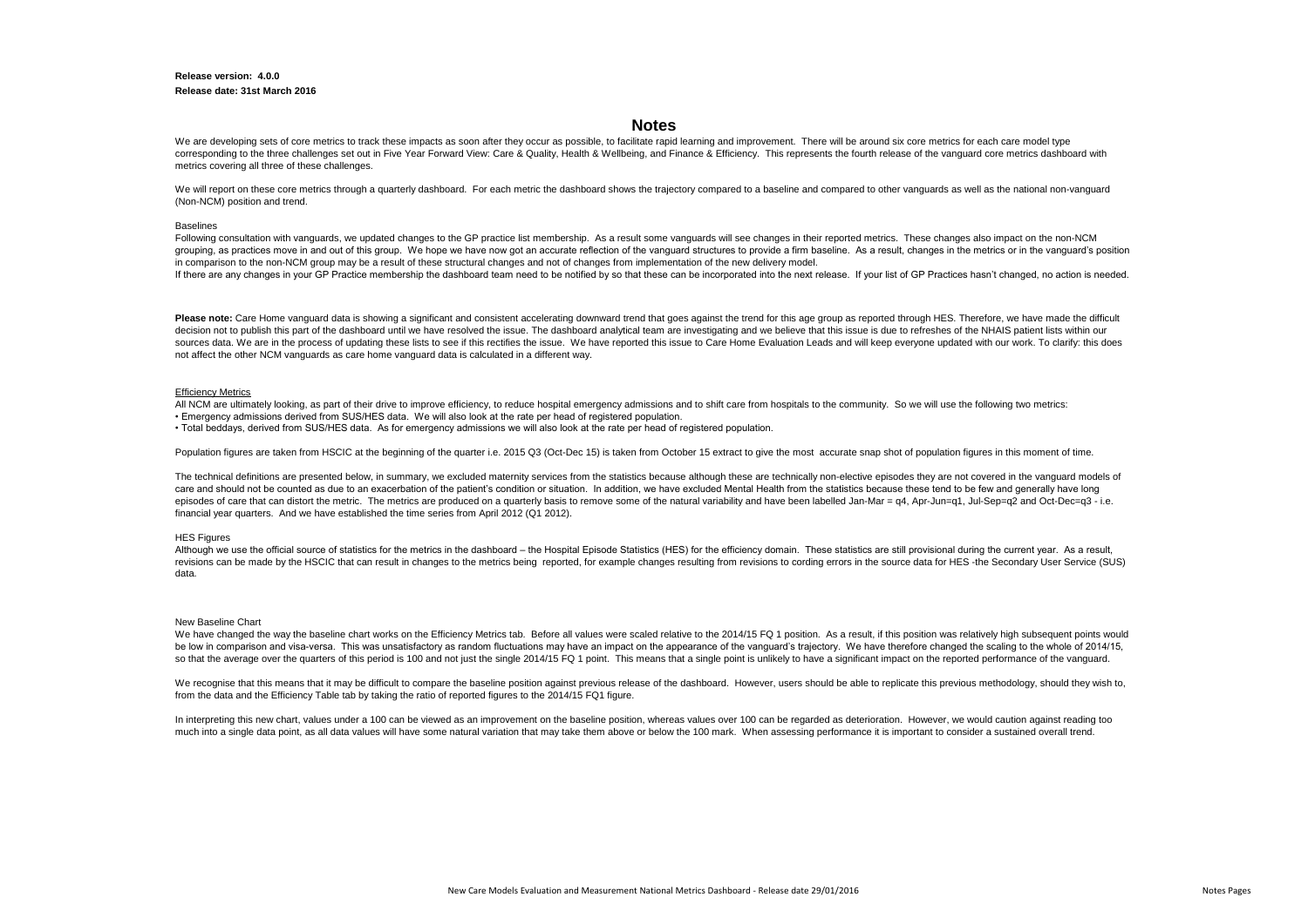**Release version: 4.0.0**

**Release date: 31st March 2016**

# Notes

We are developing sets of core metrics to track these impacts as soon after they occur as possible, to facilitate rapid learning and improvement. There will be around six core metrics for each care model type corresponding to the three challenges set out in Five Year Forward View: Care & Quality, Health & Wellbeing, and Finance & Efficiency. This represents the fourth release of the vanguard core metrics dashboard with metrics covering all three of these challenges.

We will report on these core metrics through a quarterly dashboard. For each metric the dashboard shows the trajectory compared to a baseline and compared to other vanguards as well as the national non-vanguard (Non-NCM) position and trend.

Baselines

Following consultation with vanguards, we updated changes to the GP practice list membership. As a result some vanguards will see changes in their reported metrics. These changes also impact on the non-NCM grouping, as practices move in and out of this group. We hope we have now got an accurate reflection of the vanguard structures to provide a firm baseline. As a result, changes in the metrics or in the vanguard's position in comparison to the non-NCM group may be a result of these structural changes and not of changes from implementation of the new delivery model.

If there are any changes in your GP Practice membership the dashboard team need to be notified by so that these can be incorporated into the next release. If your list of GP Practices hasn't changed, no action is needed.

**Please note:** Care Home vanguard data is showing a significant and consistent accelerating downward trend that goes against the trend for this age group as reported through HES. Therefore, we have made the difficult decision not to publish this part of the dashboard until we have resolved the issue. The dashboard analytical team are investigating and we believe that this issue is due to refreshes of the NHAIS patient lists within our sources data. We are in the process of updating these lists to see if this rectifies the issue. We have reported this issue to Care Home Evaluation Leads and will keep everyone updated with our work. To clarify: this does not affect the other NCM vanguards as care home vanguard data is calculated in a different way.

Efficiency Metrics

All NCM are ultimately looking, as part of their drive to improve efficiency, to reduce hospital emergency admissions and to shift care from hospitals to the community. So we will use the following two metrics:

- Emergency admissions derived from SUS/HES data. We will also look at the rate per head of registered population.
- Total beddays, derived from SUS/HES data. As for emergency admissions we will also look at the rate per head of registered population.

Population figures are taken from HSCIC at the beginning of the quarter i.e. 2015 Q3 (Oct-Dec 15) is taken from October 15 extract to give the most accurate snap shot of population figures in this moment of time.

The technical definitions are presented below, in summary, we excluded maternity services from the statistics because although these are technically non-elective episodes they are not covered in the vanguard models of care and should not be counted as due to an exacerbation of the patient's condition or situation. In addition, we have excluded Mental Health from the statistics because these tend to be few and generally have long episodes of care that can distort the metric. The metrics are produced on a quarterly basis to remove some of the natural variability and have been labelled Jan-Mar = q4, Apr-Jun=q1, Jul-Sep=q2 and Oct-Dec=q3 - i.e. financial year quarters. And we have established the time series from April 2012 (Q1 2012).

HES Figures

Although we use the official source of statistics for the metrics in the dashboard – the Hospital Episode Statistics (HES) for the efficiency domain. These statistics are still provisional during the current year. As a result, revisions can be made by the HSCIC that can result in changes to the metrics being reported, for example changes resulting from revisions to cording errors in the source data for HES -the Secondary User Service (SUS) data.

New Baseline Chart

We have changed the way the baseline chart works on the Efficiency Metrics tab. Before all values were scaled relative to the 2014/15 FQ 1 position. As a result, if this position was relatively high subsequent points would be low in comparison and visa-versa. This was unsatisfactory as random fluctuations may have an impact on the appearance of the vanguard's trajectory. We have therefore changed the scaling to the whole of 2014/15, so that the average over the quarters of this period is 100 and not just the single 2014/15 FQ 1 point. This means that a single point is unlikely to have a significant impact on the reported performance of the vanguard.

We recognise that this means that it may be difficult to compare the baseline position against previous release of the dashboard. However, users should be able to replicate this previous methodology, should they wish to, from the data and the Efficiency Table tab by taking the ratio of reported figures to the 2014/15 FQ1 figure.

In interpreting this new chart, values under a 100 can be viewed as an improvement on the baseline position, whereas values over 100 can be regarded as deterioration. However, we would caution against reading too much into a single data point, as all data values will have some natural variation that may take them above or below the 100 mark. When assessing performance it is important to consider a sustained overall trend.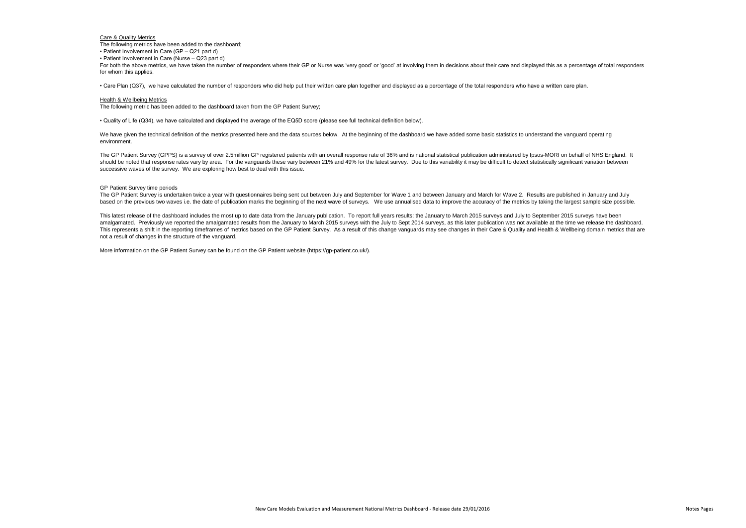Care & Quality Metrics

The following metrics have been added to the dashboard;

• Patient Involvement in Care (GP – Q21 part d)
• Patient Involvement in Care (Nurse – Q23 part d)

For both the above metrics, we have taken the number of responders where their GP or Nurse was 'very good' or 'good' at involving them in decisions about their care and displayed this as a percentage of total responders for whom this applies.

• Care Plan (Q37), we have calculated the number of responders who did help put their written care plan together and displayed as a percentage of the total responders who have a written care plan.

Health & Wellbeing Metrics

The following metric has been added to the dashboard taken from the GP Patient Survey;

• Quality of Life (Q34), we have calculated and displayed the average of the EQ5D score (please see full technical definition below).

We have given the technical definition of the metrics presented here and the data sources below. At the beginning of the dashboard we have added some basic statistics to understand the vanguard operating environment.

The GP Patient Survey (GPPS) is a survey of over 2.5million GP registered patients with an overall response rate of 36% and is national statistical publication administered by Ipsos-MORI on behalf of NHS England. It should be noted that response rates vary by area. For the vanguards these vary between 21% and 49% for the latest survey. Due to this variability it may be difficult to detect statistically significant variation between successive waves of the survey. We are exploring how best to deal with this issue.

GP Patient Survey time periods

The GP Patient Survey is undertaken twice a year with questionnaires being sent out between July and September for Wave 1 and between January and March for Wave 2. Results are published in January and July based on the previous two waves i.e. the date of publication marks the beginning of the next wave of surveys. We use annualised data to improve the accuracy of the metrics by taking the largest sample size possible.

This latest release of the dashboard includes the most up to date data from the January publication. To report full years results: the January to March 2015 surveys and July to September 2015 surveys have been amalgamated. Previously we reported the amalgamated results from the January to March 2015 surveys with the July to Sept 2014 surveys, as this later publication was not available at the time we release the dashboard. This represents a shift in the reporting timeframes of metrics based on the GP Patient Survey. As a result of this change vanguards may see changes in their Care & Quality and Health & Wellbeing domain metrics that are not a result of changes in the structure of the vanguard.

More information on the GP Patient Survey can be found on the GP Patient website (https://gp-patient.co.uk/).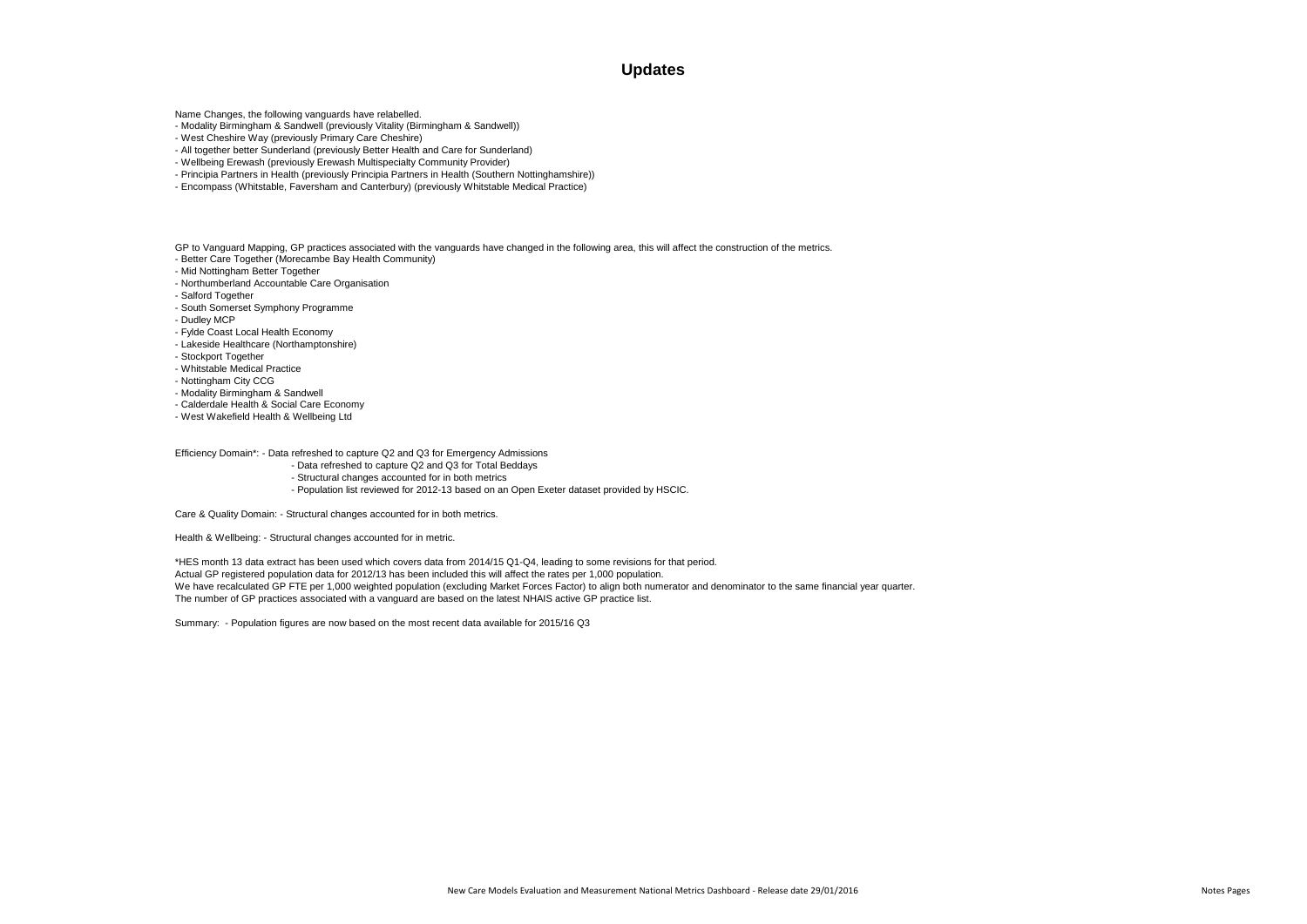# Updates

Name Changes, the following vanguards have relabelled.
- Modality Birmingham & Sandwell (previously Vitality (Birmingham & Sandwell))
- West Cheshire Way (previously Primary Care Cheshire)
- All together better Sunderland (previously Better Health and Care for Sunderland)
- Wellbeing Erewash (previously Erewash Multispecialty Community Provider)
- Principia Partners in Health (previously Principia Partners in Health (Southern Nottinghamshire))
- Encompass (Whitstable, Faversham and Canterbury) (previously Whitstable Medical Practice)

GP to Vanguard Mapping, GP practices associated with the vanguards have changed in the following area, this will affect the construction of the metrics.
- Better Care Together (Morecambe Bay Health Community)
- Mid Nottingham Better Together
- Northumberland Accountable Care Organisation
- Salford Together
- South Somerset Symphony Programme
- Dudley MCP
- Fylde Coast Local Health Economy
- Lakeside Healthcare (Northamptonshire)
- Stockport Together
- Whitstable Medical Practice
- Nottingham City CCG
- Modality Birmingham & Sandwell
- Calderdale Health & Social Care Economy
- West Wakefield Health & Wellbeing Ltd

Efficiency Domain*:
- Data refreshed to capture Q2 and Q3 for Emergency Admissions
- Data refreshed to capture Q2 and Q3 for Total Beddays
- Structural changes accounted for in both metrics
- Population list reviewed for 2012-13 based on an Open Exeter dataset provided by HSCIC.

Care & Quality Domain: - Structural changes accounted for in both metrics.

Health & Wellbeing: - Structural changes accounted for in metric.

*HES month 13 data extract has been used which covers data from 2014/15 Q1-Q4, leading to some revisions for that period.
Actual GP registered population data for 2012/13 has been included this will affect the rates per 1,000 population.
We have recalculated GP FTE per 1,000 weighted population (excluding Market Forces Factor) to align both numerator and denominator to the same financial year quarter.
The number of GP practices associated with a vanguard are based on the latest NHAIS active GP practice list.

Summary: - Population figures are now based on the most recent data available for 2015/16 Q3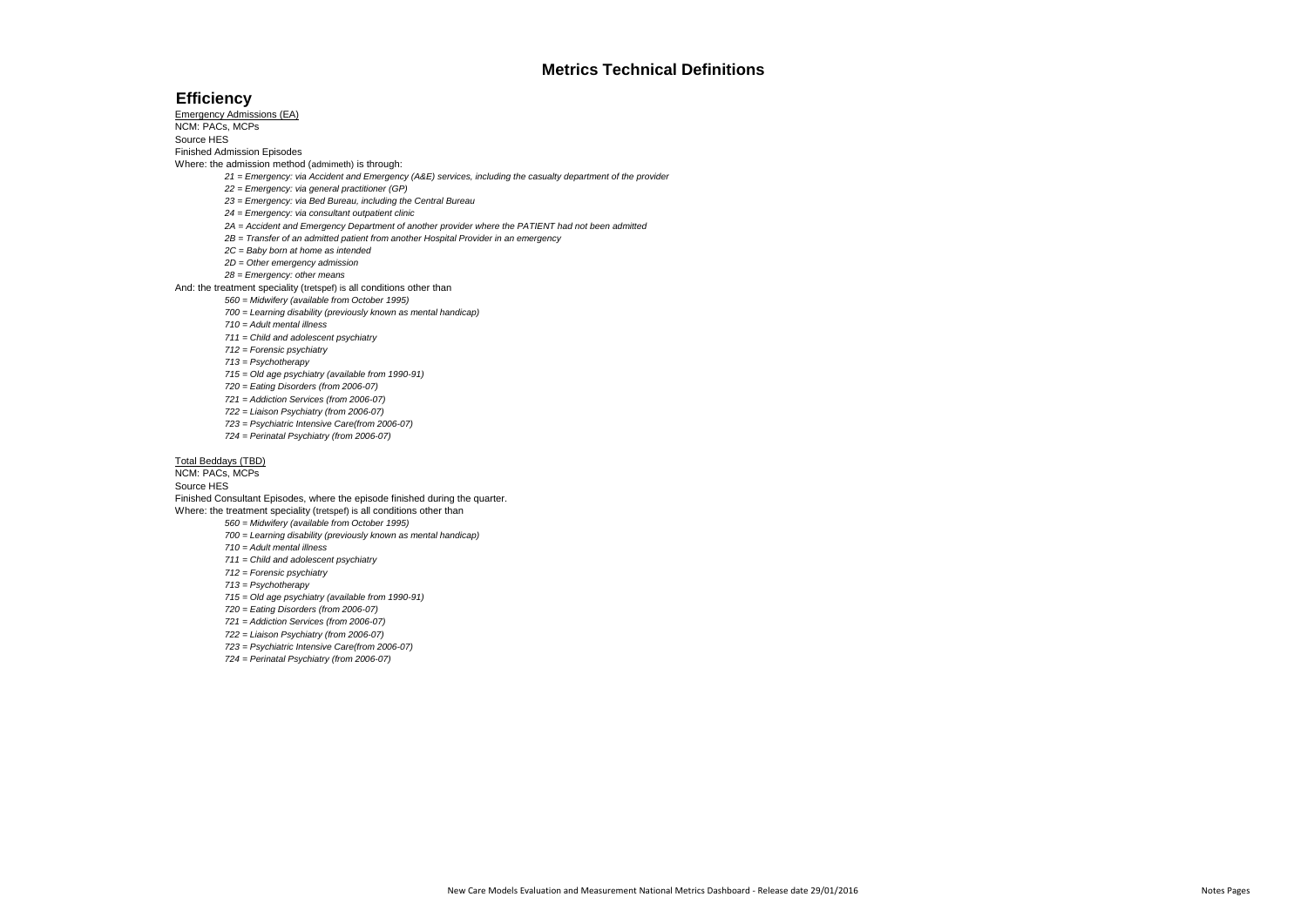# Metrics Technical Definitions

## Efficiency

Emergency Admissions (EA)

NCM: PACs, MCPs

Source HES

Finished Admission Episodes

Where: the admission method (admimeth) is through:

- *21 = Emergency: via Accident and Emergency (A&E) services, including the casualty department of the provider*
- *22 = Emergency: via general practitioner (GP)*
- *23 = Emergency: via Bed Bureau, including the Central Bureau*
- *24 = Emergency: via consultant outpatient clinic*
- *2A = Accident and Emergency Department of another provider where the PATIENT had not been admitted*
- *2B = Transfer of an admitted patient from another Hospital Provider in an emergency*
- *2C = Baby born at home as intended*
- *2D = Other emergency admission*
- *28 = Emergency: other means*

And: the treatment speciality (tretspef) is all conditions other than

- *560 = Midwifery (available from October 1995)*
- *700 = Learning disability (previously known as mental handicap)*
- *710 = Adult mental illness*
- *711 = Child and adolescent psychiatry*
- *712 = Forensic psychiatry*
- *713 = Psychotherapy*
- *715 = Old age psychiatry (available from 1990-91)*
- *720 = Eating Disorders (from 2006-07)*
- *721 = Addiction Services (from 2006-07)*
- *722 = Liaison Psychiatry (from 2006-07)*
- *723 = Psychiatric Intensive Care(from 2006-07)*
- *724 = Perinatal Psychiatry (from 2006-07)*

Total Beddays (TBD)

NCM: PACs, MCPs

Source HES

Finished Consultant Episodes, where the episode finished during the quarter.

Where: the treatment speciality (tretspef) is all conditions other than

- *560 = Midwifery (available from October 1995)*
- *700 = Learning disability (previously known as mental handicap)*
- *710 = Adult mental illness*
- *711 = Child and adolescent psychiatry*
- *712 = Forensic psychiatry*
- *713 = Psychotherapy*
- *715 = Old age psychiatry (available from 1990-91)*
- *720 = Eating Disorders (from 2006-07)*
- *721 = Addiction Services (from 2006-07)*
- *722 = Liaison Psychiatry (from 2006-07)*
- *723 = Psychiatric Intensive Care(from 2006-07)*
- *724 = Perinatal Psychiatry (from 2006-07)*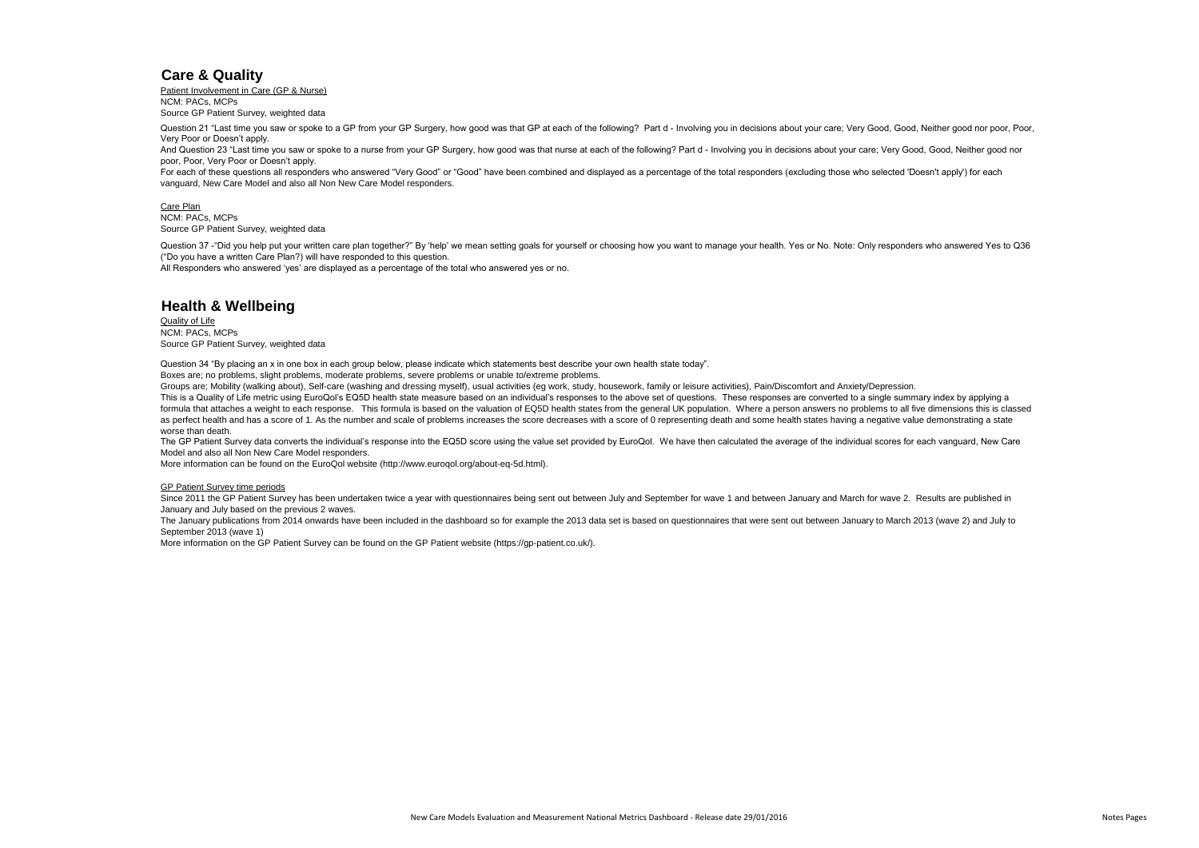## Care & Quality

Patient Involvement in Care (GP & Nurse)

NCM: PACs, MCPs

Source GP Patient Survey, weighted data

Question 21 "Last time you saw or spoke to a GP from your GP Surgery, how good was that GP at each of the following? Part d - Involving you in decisions about your care; Very Good, Good, Neither good nor poor, Poor, Very Poor or Doesn't apply.

And Question 23 "Last time you saw or spoke to a nurse from your GP Surgery, how good was that nurse at each of the following? Part d - Involving you in decisions about your care; Very Good, Good, Neither good nor poor, Poor, Very Poor or Doesn't apply.

For each of these questions all responders who answered "Very Good" or "Good" have been combined and displayed as a percentage of the total responders (excluding those who selected 'Doesn't apply') for each vanguard, New Care Model and also all Non New Care Model responders.

Care Plan

NCM: PACs, MCPs

Source GP Patient Survey, weighted data

Question 37 -"Did you help put your written care plan together?" By 'help' we mean setting goals for yourself or choosing how you want to manage your health. Yes or No. Note: Only responders who answered Yes to Q36 ("Do you have a written Care Plan?) will have responded to this question.

All Responders who answered 'yes' are displayed as a percentage of the total who answered yes or no.

## Health & Wellbeing

Quality of Life

NCM: PACs, MCPs

Source GP Patient Survey, weighted data

Question 34 "By placing an x in one box in each group below, please indicate which statements best describe your own health state today".

Boxes are; no problems, slight problems, moderate problems, severe problems or unable to/extreme problems.

Groups are; Mobility (walking about), Self-care (washing and dressing myself), usual activities (eg work, study, housework, family or leisure activities), Pain/Discomfort and Anxiety/Depression.

This is a Quality of Life metric using EuroQol's EQ5D health state measure based on an individual's responses to the above set of questions. These responses are converted to a single summary index by applying a formula that attaches a weight to each response. This formula is based on the valuation of EQ5D health states from the general UK population. Where a person answers no problems to all five dimensions this is classed as perfect health and has a score of 1. As the number and scale of problems increases the score decreases with a score of 0 representing death and some health states having a negative value demonstrating a state worse than death.

The GP Patient Survey data converts the individual's response into the EQ5D score using the value set provided by EuroQol. We have then calculated the average of the individual scores for each vanguard, New Care Model and also all Non New Care Model responders.

More information can be found on the EuroQol website (http://www.euroqol.org/about-eq-5d.html).

GP Patient Survey time periods

Since 2011 the GP Patient Survey has been undertaken twice a year with questionnaires being sent out between July and September for wave 1 and between January and March for wave 2. Results are published in January and July based on the previous 2 waves.

The January publications from 2014 onwards have been included in the dashboard so for example the 2013 data set is based on questionnaires that were sent out between January to March 2013 (wave 2) and July to September 2013 (wave 1)

More information on the GP Patient Survey can be found on the GP Patient website (https://gp-patient.co.uk/).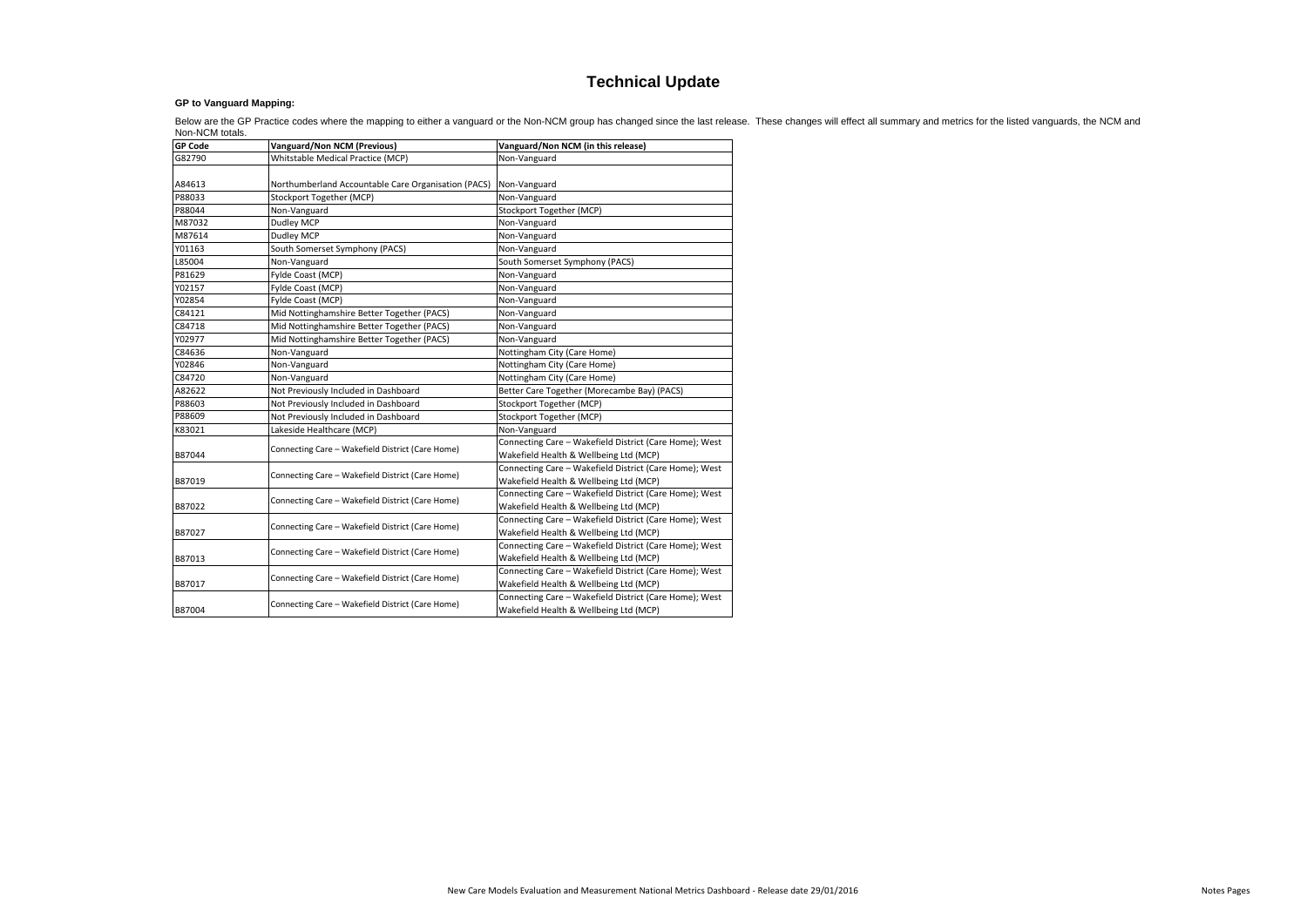# Technical Update

### GP to Vanguard Mapping:

Below are the GP Practice codes where the mapping to either a vanguard or the Non-NCM group has changed since the last release. These changes will effect all summary and metrics for the listed vanguards, the NCM and Non-NCM totals.

| GP Code | Vanguard/Non NCM (Previous) | Vanguard/Non NCM (in this release) |
|---|---|---|
| G82790 | Whitstable Medical Practice (MCP) | Non-Vanguard |
| A84613 | Northumberland Accountable Care Organisation (PACS) | Non-Vanguard |
| P88033 | Stockport Together (MCP) | Non-Vanguard |
| P88044 | Non-Vanguard | Stockport Together (MCP) |
| M87032 | Dudley MCP | Non-Vanguard |
| M87614 | Dudley MCP | Non-Vanguard |
| Y01163 | South Somerset Symphony (PACS) | Non-Vanguard |
| L85004 | Non-Vanguard | South Somerset Symphony (PACS) |
| P81629 | Fylde Coast (MCP) | Non-Vanguard |
| Y02157 | Fylde Coast (MCP) | Non-Vanguard |
| Y02854 | Fylde Coast (MCP) | Non-Vanguard |
| C84121 | Mid Nottinghamshire Better Together (PACS) | Non-Vanguard |
| C84718 | Mid Nottinghamshire Better Together (PACS) | Non-Vanguard |
| Y02977 | Mid Nottinghamshire Better Together (PACS) | Non-Vanguard |
| C84636 | Non-Vanguard | Nottingham City (Care Home) |
| Y02846 | Non-Vanguard | Nottingham City (Care Home) |
| C84720 | Non-Vanguard | Nottingham City (Care Home) |
| A82622 | Not Previously Included in Dashboard | Better Care Together (Morecambe Bay) (PACS) |
| P88603 | Not Previously Included in Dashboard | Stockport Together (MCP) |
| P88609 | Not Previously Included in Dashboard | Stockport Together (MCP) |
| K83021 | Lakeside Healthcare (MCP) | Non-Vanguard |
| B87044 | Connecting Care – Wakefield District (Care Home) | Connecting Care – Wakefield District (Care Home); West Wakefield Health & Wellbeing Ltd (MCP) |
| B87019 | Connecting Care – Wakefield District (Care Home) | Connecting Care – Wakefield District (Care Home); West Wakefield Health & Wellbeing Ltd (MCP) |
| B87022 | Connecting Care – Wakefield District (Care Home) | Connecting Care – Wakefield District (Care Home); West Wakefield Health & Wellbeing Ltd (MCP) |
| B87027 | Connecting Care – Wakefield District (Care Home) | Connecting Care – Wakefield District (Care Home); West Wakefield Health & Wellbeing Ltd (MCP) |
| B87013 | Connecting Care – Wakefield District (Care Home) | Connecting Care – Wakefield District (Care Home); West Wakefield Health & Wellbeing Ltd (MCP) |
| B87017 | Connecting Care – Wakefield District (Care Home) | Connecting Care – Wakefield District (Care Home); West Wakefield Health & Wellbeing Ltd (MCP) |
| B87004 | Connecting Care – Wakefield District (Care Home) | Connecting Care – Wakefield District (Care Home); West Wakefield Health & Wellbeing Ltd (MCP) |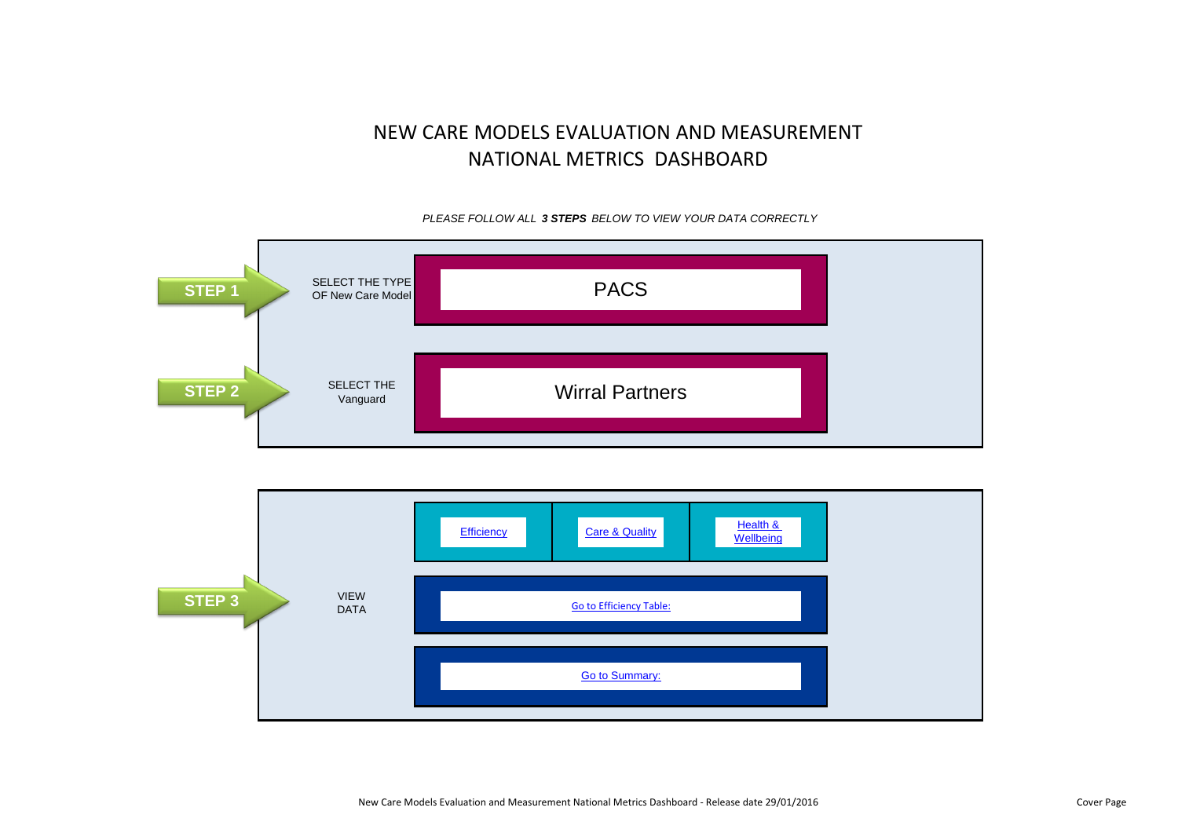# NEW CARE MODELS EVALUATION AND MEASUREMENT
# NATIONAL METRICS DASHBOARD

*PLEASE FOLLOW ALL **3 STEPS** BELOW TO VIEW YOUR DATA CORRECTLY*

**STEP 1** — SELECT THE TYPE OF New Care Model: PACS

**STEP 2** — SELECT THE Vanguard: Wirral Partners

**STEP 3** — VIEW DATA

- Efficiency
- Care & Quality
- Health & Wellbeing
- Go to Efficiency Table:
- Go to Summary:

New Care Models Evaluation and Measurement National Metrics Dashboard - Release date 29/01/2016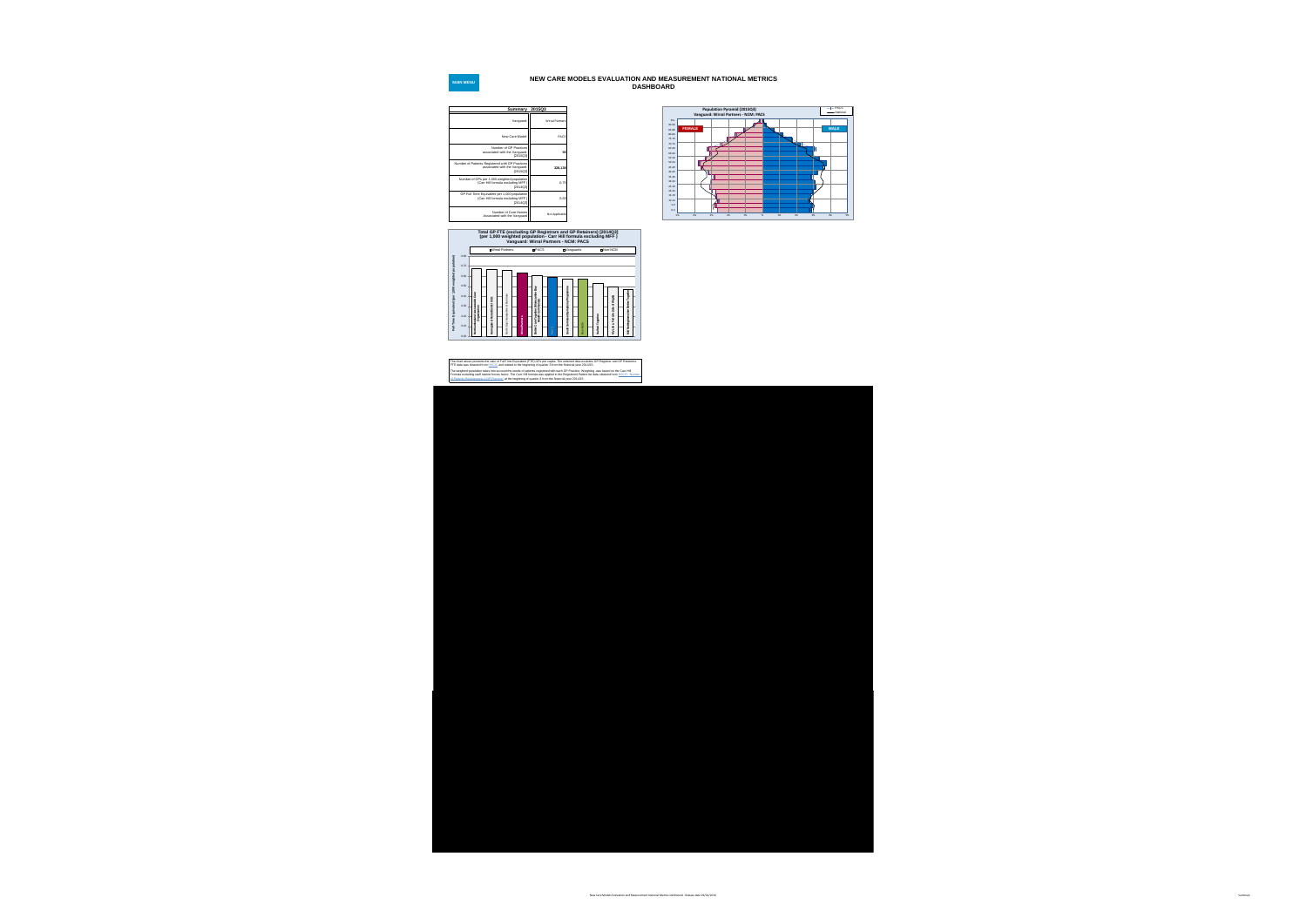MAIN MENU

# NEW CARE MODELS EVALUATION AND MEASUREMENT NATIONAL METRICS DASHBOARD

| Summary | 2015Q3 |
|---|---|
| Vanguard | Wirral Partners |
| New Care Model | PACS |
| Number of GP Practices associated with the Vanguard [2015Q3] | 50 |
| Number of Patients Registered with GP Practices associated with the Vanguard [2015Q3] | 328,138 |
| Number of GPs per 1,000 weighted population (Carr Hill formula excluding MFF) [2014Q3] | 0.73 |
| GP Full Time Equivalent per 1,000 population (Carr Hill formula excluding MFF) [2014Q3] | 0.63 |
| Number of Care Homes Associated with the Vanguard | Not Applicable |

**Population Pyramid (2015Q3)**
**Vanguard: Wirral Partners - NCM: PACS**

FEMALE | MALE

**Total GP FTE (excluding GP Registrars and GP Retainers) [2014Q3] (per 1,000 weighted population - Carr Hill formula excluding MFF)**
**Vanguard: Wirral Partners - NCM: PACS**

Wirral Partners | PACS | Vanguards | Non NCM

The chart above presents the ratio of Full Time Equivalent (FTE) GPs per capita. The selected data excludes GP Registrar and GP Retainers. FTE data was obtained from HSCIC and related to the beginning of quarter 3 from the financial year 2014/15.

The weighted population takes into account the needs of patients registered with each GP Practice. Weighting was based on the Carr Hill Formula excluding staff market forces factor. The Carr Hill formula was applied to the Registered Patient list data obtained from HSCIC: Number of Patients Registered at a GP Practice at the beginning of quarter 3 from the financial year 2014/15.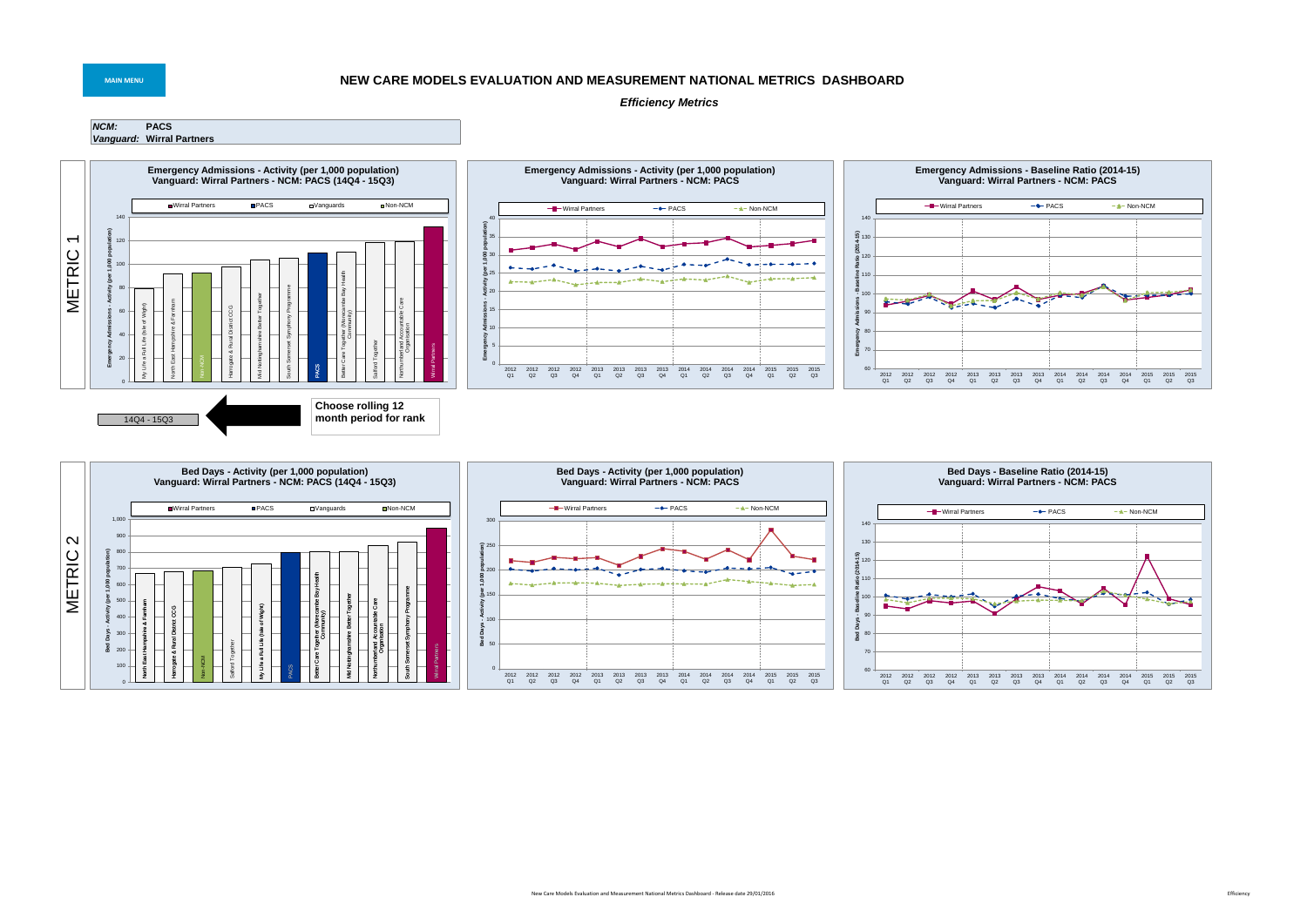MAIN MENU

# NEW CARE MODELS EVALUATION AND MEASUREMENT NATIONAL METRICS DASHBOARD

*Efficiency Metrics*

| | |
|---|---|
| *NCM:* | **PACS** |
| *Vanguard:* | **Wirral Partners** |

## METRIC 1

**Emergency Admissions - Activity (per 1,000 population) Vanguard: Wirral Partners - NCM: PACS (14Q4 - 15Q3)**

Legend: Wirral Partners, PACS, Vanguards, Non-NCM

Bars (ascending): My Life a Full Life (Isle of Wight); North East Hampshire & Farnham; Non-NCM; Harrogate & Rural District CCG; Mid Nottinghamshire Better Together; South Somerset Symphony Programme; PACS; Better Care Together (Morecambe Bay Health Community); Salford Together; Northumberland Accountable Care Organisation; Wirral Partners

14Q4 - 15Q3

Choose rolling 12 month period for rank

**Emergency Admissions - Activity (per 1,000 population) Vanguard: Wirral Partners - NCM: PACS**

Legend: Wirral Partners, PACS, Non-NCM

**Emergency Admissions - Baseline Ratio (2014-15) Vanguard: Wirral Partners - NCM: PACS**

Legend: Wirral Partners, PACS, Non-NCM

## METRIC 2

**Bed Days - Activity (per 1,000 population) Vanguard: Wirral Partners - NCM: PACS (14Q4 - 15Q3)**

Legend: Wirral Partners, PACS, Vanguards, Non-NCM

Bars (ascending): North East Hampshire & Farnham; Harrogate & Rural District CCG; Non-NCM; Salford Together; My Life a Full Life (Isle of Wight); PACS; Better Care Together (Morecambe Bay Health Community); Mid Nottinghamshire Better Together; Northumberland Accountable Care Organisation; South Somerset Symphony Programme; Wirral Partners

**Bed Days - Activity (per 1,000 population) Vanguard: Wirral Partners - NCM: PACS**

Legend: Wirral Partners, PACS, Non-NCM

**Bed Days - Baseline Ratio (2014-15) Vanguard: Wirral Partners - NCM: PACS**

Legend: Wirral Partners, PACS, Non-NCM

New Care Models Evaluation and Measurement National Metrics Dashboard - Release date 29/01/2016

Efficiency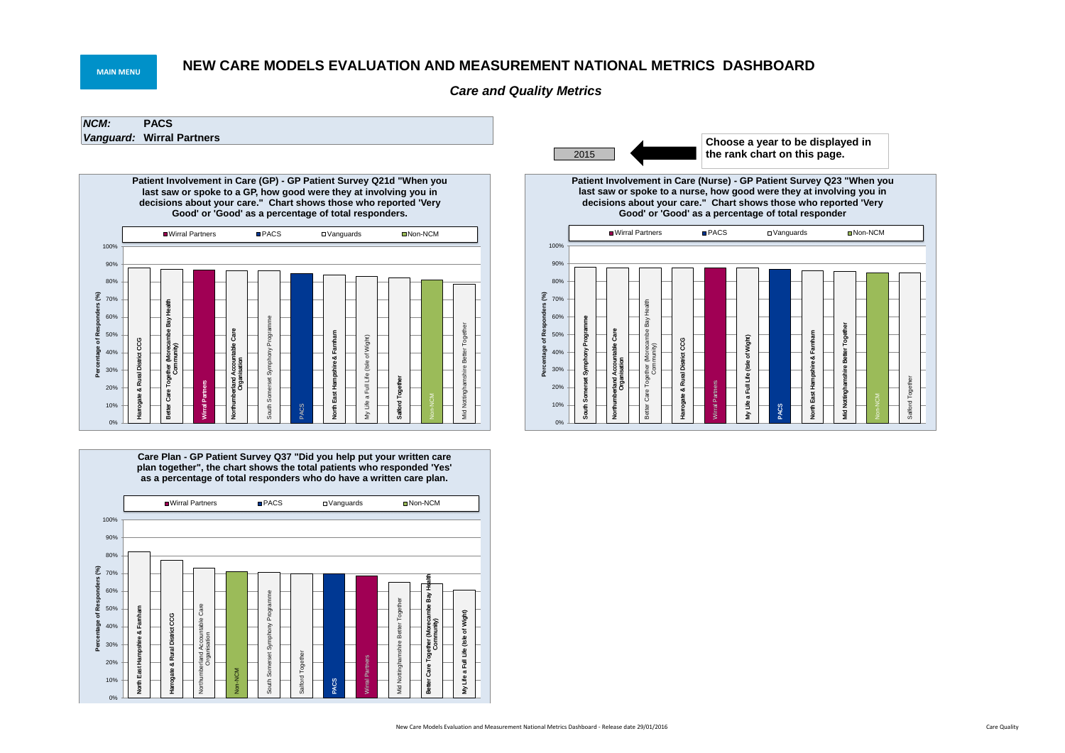MAIN MENU

# NEW CARE MODELS EVALUATION AND MEASUREMENT NATIONAL METRICS DASHBOARD

## *Care and Quality Metrics*

***NCM:*** **PACS**
***Vanguard:*** **Wirral Partners**

2015

**Choose a year to be displayed in the rank chart on this page.**

**Patient Involvement in Care (GP) - GP Patient Survey Q21d "When you last saw or spoke to a GP, how good were they at involving you in decisions about your care." Chart shows those who reported 'Very Good' or 'Good' as a percentage of total responders.**

Legend: Wirral Partners, PACS, Vanguards, Non-NCM

Y-axis: Percentage of Responders (%) — 0% to 100%

Bars (in order): Harrogate & Rural District CCG; Better Care Together (Morecambe Bay Health Community); Wirral Partners; Northumberland Accountable Care Organisation; South Somerset Symphony Programme; PACS; North East Hampshire & Farnham; My Life a Full Life (Isle of Wight); Salford Together; Non-NCM; Mid Nottinghamshire Better Together

**Patient Involvement in Care (Nurse) - GP Patient Survey Q23 "When you last saw or spoke to a nurse, how good were they at involving you in decisions about your care." Chart shows those who reported 'Very Good' or 'Good' as a percentage of total responder**

Legend: Wirral Partners, PACS, Vanguards, Non-NCM

Y-axis: Percentage of Responders (%) — 0% to 100%

Bars (in order): South Somerset Symphony Programme; Northumberland Accountable Care Organisation; Better Care Together (Morecambe Bay Health Community); Harrogate & Rural District CCG; Wirral Partners; My Life a Full Life (Isle of Wight); PACS; North East Hampshire & Farnham; Mid Nottinghamshire Better Together; Non-NCM; Salford Together

**Care Plan - GP Patient Survey Q37 "Did you help put your written care plan together", the chart shows the total patients who responded 'Yes' as a percentage of total responders who do have a written care plan.**

Legend: Wirral Partners, PACS, Vanguards, Non-NCM

Y-axis: Percentage of Responders (%) — 0% to 100%

Bars (in order): North East Hampshire & Farnham; Harrogate & Rural District CCG; Northumberland Accountable Care Organisation; Non-NCM; South Somerset Symphony Programme; Salford Together; PACS; Wirral Partners; Mid Nottinghamshire Better Together; Better Care Together (Morecambe Bay Health Community); My Life a Full Life (Isle of Wight)

New Care Models Evaluation and Measurement National Metrics Dashboard - Release date 29/01/2016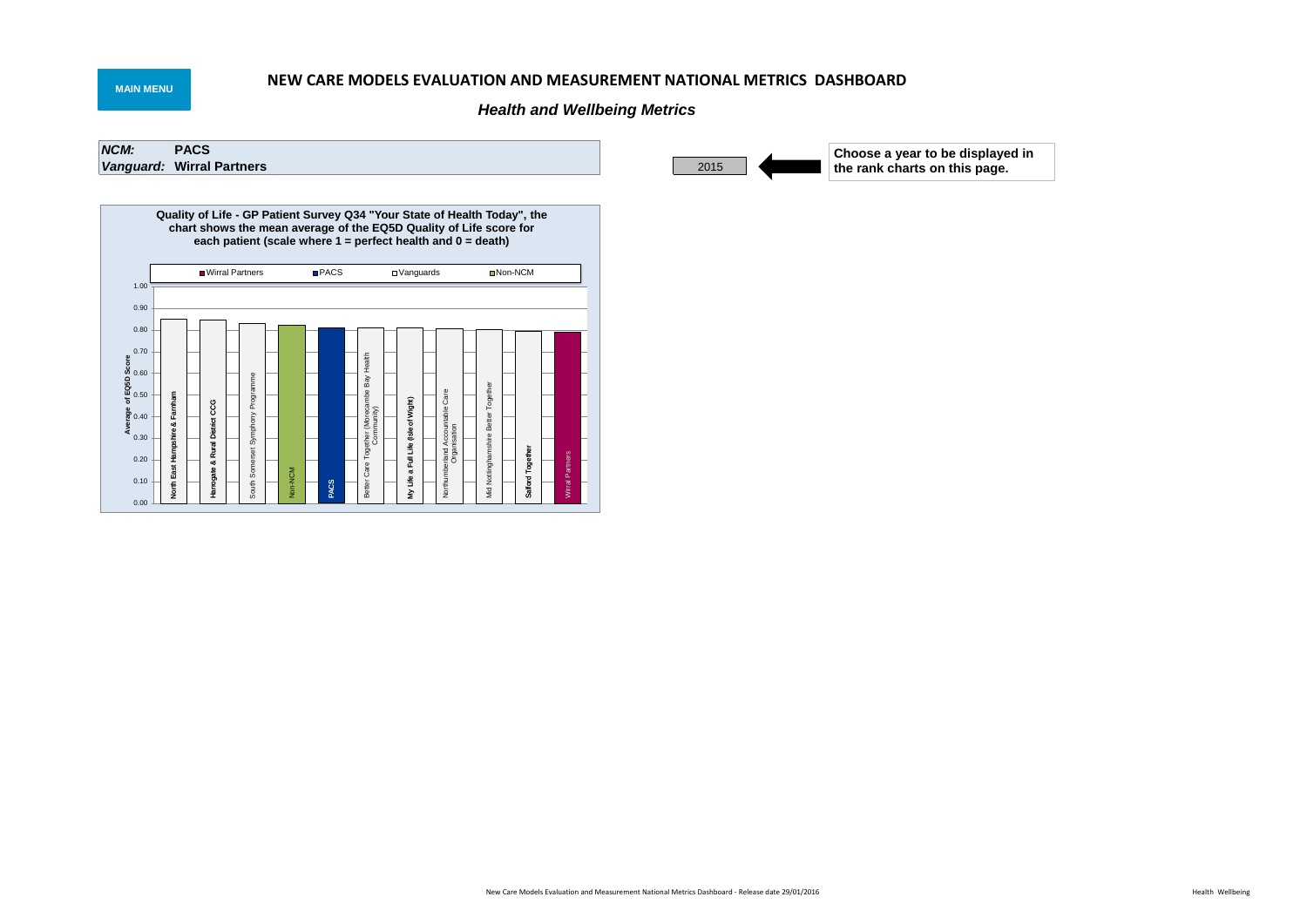MAIN MENU

# NEW CARE MODELS EVALUATION AND MEASUREMENT NATIONAL METRICS DASHBOARD

## *Health and Wellbeing Metrics*

***NCM:*** **PACS**
***Vanguard:*** **Wirral Partners**

2015

**Choose a year to be displayed in the rank charts on this page.**

**Quality of Life - GP Patient Survey Q34 "Your State of Health Today", the chart shows the mean average of the EQ5D Quality of Life score for each patient (scale where 1 = perfect health and 0 = death)**

Legend: Wirral Partners, PACS, Vanguards, Non-NCM

Y-axis: Average of EQ5D Score (0.00 – 1.00)

Bars (in order):
- North East Hampshire & Farnham
- Harrogate & Rural District CCG
- South Somerset Symphony Programme
- Non-NCM
- PACS
- Better Care Together (Morecambe Bay Health Community)
- My Life a Full Life (Isle of Wight)
- Northumberland Accountable Care Organisation
- Mid Nottinghamshire Better Together
- Salford Together
- Wirral Partners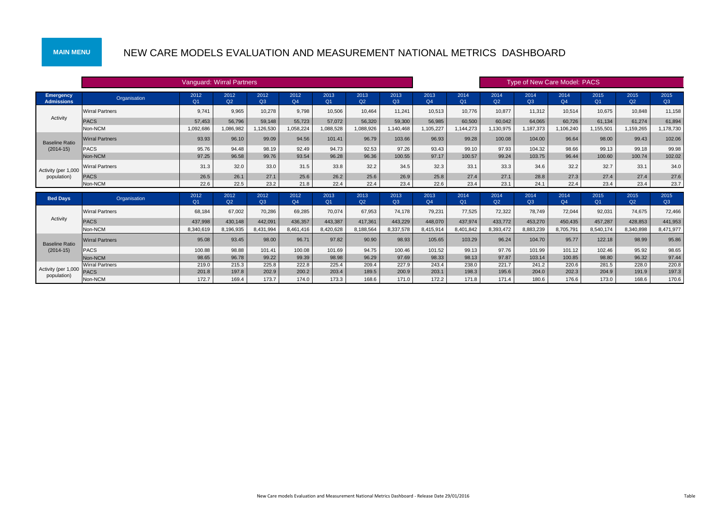MAIN MENU

# NEW CARE MODELS EVALUATION AND MEASUREMENT NATIONAL METRICS DASHBOARD

Vanguard: Wirral Partners

Type of New Care Model: PACS

| Emergency Admissions | Organisation | 2012 Q1 | 2012 Q2 | 2012 Q3 | 2012 Q4 | 2013 Q1 | 2013 Q2 | 2013 Q3 | 2013 Q4 | 2014 Q1 | 2014 Q2 | 2014 Q3 | 2014 Q4 | 2015 Q1 | 2015 Q2 | 2015 Q3 |
|---|---|---|---|---|---|---|---|---|---|---|---|---|---|---|---|---|
| Activity | Wirral Partners | 9,741 | 9,965 | 10,278 | 9,798 | 10,506 | 10,464 | 11,241 | 10,513 | 10,776 | 10,877 | 11,312 | 10,514 | 10,675 | 10,848 | 11,158 |
| | PACS | 57,453 | 56,796 | 59,148 | 55,723 | 57,072 | 56,320 | 59,300 | 56,985 | 60,500 | 60,042 | 64,065 | 60,726 | 61,134 | 61,274 | 61,894 |
| | Non-NCM | 1,092,686 | 1,086,982 | 1,126,530 | 1,058,224 | 1,088,528 | 1,088,926 | 1,140,468 | 1,105,227 | 1,144,273 | 1,130,975 | 1,187,373 | 1,106,240 | 1,155,501 | 1,159,265 | 1,178,730 |
| Baseline Ratio (2014-15) | Wirral Partners | 93.93 | 96.10 | 99.09 | 94.56 | 101.41 | 96.79 | 103.66 | 96.93 | 99.28 | 100.08 | 104.00 | 96.64 | 98.00 | 99.43 | 102.06 |
| | PACS | 95.76 | 94.48 | 98.19 | 92.49 | 94.73 | 92.53 | 97.26 | 93.43 | 99.10 | 97.93 | 104.32 | 98.66 | 99.13 | 99.18 | 99.98 |
| | Non-NCM | 97.25 | 96.58 | 99.76 | 93.54 | 96.28 | 96.36 | 100.55 | 97.17 | 100.57 | 99.24 | 103.75 | 96.44 | 100.60 | 100.74 | 102.02 |
| Activity (per 1,000 population) | Wirral Partners | 31.3 | 32.0 | 33.0 | 31.5 | 33.8 | 32.2 | 34.5 | 32.3 | 33.1 | 33.3 | 34.6 | 32.2 | 32.7 | 33.1 | 34.0 |
| | PACS | 26.5 | 26.1 | 27.1 | 25.6 | 26.2 | 25.6 | 26.9 | 25.8 | 27.4 | 27.1 | 28.8 | 27.3 | 27.4 | 27.4 | 27.6 |
| | Non-NCM | 22.6 | 22.5 | 23.2 | 21.8 | 22.4 | 22.4 | 23.4 | 22.6 | 23.4 | 23.1 | 24.1 | 22.4 | 23.4 | 23.4 | 23.7 |

| Bed Days | Organisation | 2012 Q1 | 2012 Q2 | 2012 Q3 | 2012 Q4 | 2013 Q1 | 2013 Q2 | 2013 Q3 | 2013 Q4 | 2014 Q1 | 2014 Q2 | 2014 Q3 | 2014 Q4 | 2015 Q1 | 2015 Q2 | 2015 Q3 |
|---|---|---|---|---|---|---|---|---|---|---|---|---|---|---|---|---|
| Activity | Wirral Partners | 68,184 | 67,002 | 70,286 | 69,285 | 70,074 | 67,953 | 74,178 | 79,231 | 77,525 | 72,322 | 78,749 | 72,044 | 92,031 | 74,675 | 72,466 |
| | PACS | 437,998 | 430,148 | 442,091 | 436,357 | 443,387 | 417,361 | 443,229 | 448,070 | 437,974 | 433,772 | 453,270 | 450,435 | 457,287 | 428,853 | 441,953 |
| | Non-NCM | 8,340,619 | 8,196,935 | 8,431,994 | 8,461,416 | 8,420,628 | 8,188,564 | 8,337,578 | 8,415,914 | 8,401,842 | 8,393,472 | 8,883,239 | 8,705,791 | 8,540,174 | 8,340,898 | 8,471,977 |
| Baseline Ratio (2014-15) | Wirral Partners | 95.08 | 93.45 | 98.00 | 96.71 | 97.82 | 90.90 | 98.93 | 105.65 | 103.29 | 96.24 | 104.70 | 95.77 | 122.18 | 98.99 | 95.86 |
| | PACS | 100.88 | 98.88 | 101.41 | 100.08 | 101.69 | 94.75 | 100.46 | 101.52 | 99.13 | 97.76 | 101.99 | 101.12 | 102.46 | 95.92 | 98.65 |
| | Non-NCM | 98.65 | 96.78 | 99.22 | 99.39 | 98.98 | 96.29 | 97.69 | 98.33 | 98.13 | 97.87 | 103.14 | 100.85 | 98.80 | 96.32 | 97.44 |
| Activity (per 1,000 population) | Wirral Partners | 219.0 | 215.3 | 225.8 | 222.8 | 225.4 | 209.4 | 227.9 | 243.4 | 238.0 | 221.7 | 241.2 | 220.6 | 281.5 | 228.0 | 220.8 |
| | PACS | 201.8 | 197.8 | 202.9 | 200.2 | 203.4 | 189.5 | 200.9 | 203.1 | 198.3 | 195.6 | 204.0 | 202.3 | 204.9 | 191.9 | 197.3 |
| | Non-NCM | 172.7 | 169.4 | 173.7 | 174.0 | 173.3 | 168.6 | 171.0 | 172.2 | 171.8 | 171.4 | 180.6 | 176.6 | 173.0 | 168.6 | 170.6 |

New Care models Evaluation and Measurement National Metrics Dashboard - Release Date 29/01/2016

Table